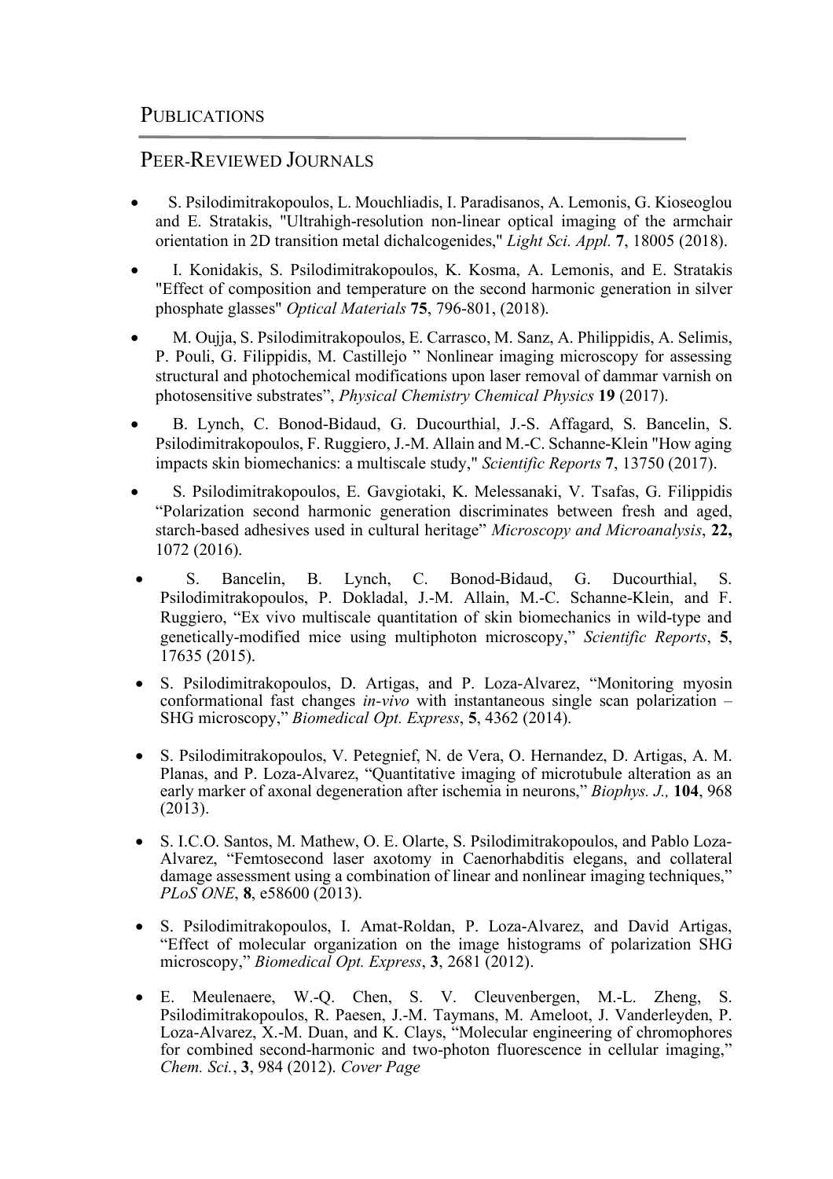# PUBLICATIONS

## PEER-REVIEWED JOURNALS

- S. Psilodimitrakopoulos, L. Mouchliadis, I. Paradisanos, A. Lemonis, G. Kioseoglou and E. Stratakis, "Ultrahigh-resolution non-linear optical imaging of the armchair orientation in 2D transition metal dichalcogenides," *Light Sci. Appl.* **7**, 18005 (2018).
- I. Konidakis, S. Psilodimitrakopoulos, K. Kosma, A. Lemonis, and E. Stratakis "Effect of composition and temperature on the second harmonic generation in silver phosphate glasses" *Optical Materials* **75**, 796-801, (2018).
- M. Oujja, S. Psilodimitrakopoulos, E. Carrasco, M. Sanz, A. Philippidis, A. Selimis, P. Pouli, G. Filippidis, M. Castillejo " Nonlinear imaging microscopy for assessing structural and photochemical modifications upon laser removal of dammar varnish on photosensitive substrates", *Physical Chemistry Chemical Physics* **19** (2017).
- B. Lynch, C. Bonod-Bidaud, G. Ducourthial, J.-S. Affagard, S. Bancelin, S. Psilodimitrakopoulos, F. Ruggiero, J.-M. Allain and M.-C. Schanne-Klein "How aging impacts skin biomechanics: a multiscale study," *Scientific Reports* **7**, 13750 (2017).
- S. Psilodimitrakopoulos, E. Gavgiotaki, K. Melessanaki, V. Tsafas, G. Filippidis "Polarization second harmonic generation discriminates between fresh and aged, starch-based adhesives used in cultural heritage" *Microscopy and Microanalysis*, **22,** 1072 (2016).
- S. Bancelin, B. Lynch, C. Bonod-Bidaud, G. Ducourthial, S. Psilodimitrakopoulos, P. Dokladal, J.-M. Allain, M.-C. Schanne-Klein, and F. Ruggiero, "Ex vivo multiscale quantitation of skin biomechanics in wild-type and genetically-modified mice using multiphoton microscopy," *Scientific Reports*, **5**, 17635 (2015).
- S. Psilodimitrakopoulos, D. Artigas, and P. Loza-Alvarez, "Monitoring myosin conformational fast changes *in-vivo* with instantaneous single scan polarization – SHG microscopy," *Biomedical Opt. Express*, **5**, 4362 (2014).
- S. Psilodimitrakopoulos, V. Petegnief, N. de Vera, O. Hernandez, D. Artigas, A. M. Planas, and P. Loza-Alvarez, "Quantitative imaging of microtubule alteration as an early marker of axonal degeneration after ischemia in neurons," *Biophys. J.,* **104**, 968 (2013).
- S. I.C.O. Santos, M. Mathew, O. E. Olarte, S. Psilodimitrakopoulos, and Pablo Loza-Alvarez, "Femtosecond laser axotomy in Caenorhabditis elegans, and collateral damage assessment using a combination of linear and nonlinear imaging techniques," *PLoS ONE*, **8**, e58600 (2013).
- S. Psilodimitrakopoulos, I. Amat-Roldan, P. Loza-Alvarez, and David Artigas, "Effect of molecular organization on the image histograms of polarization SHG microscopy," *Biomedical Opt. Express*, **3**, 2681 (2012).
- E. Meulenaere, W.-Q. Chen, S. V. Cleuvenbergen, M.-L. Zheng, S. Psilodimitrakopoulos, R. Paesen, J.-M. Taymans, M. Ameloot, J. Vanderleyden, P. Loza-Alvarez, X.-M. Duan, and K. Clays, "Molecular engineering of chromophores for combined second-harmonic and two-photon fluorescence in cellular imaging," *Chem. Sci.*, **3**, 984 (2012). *Cover Page*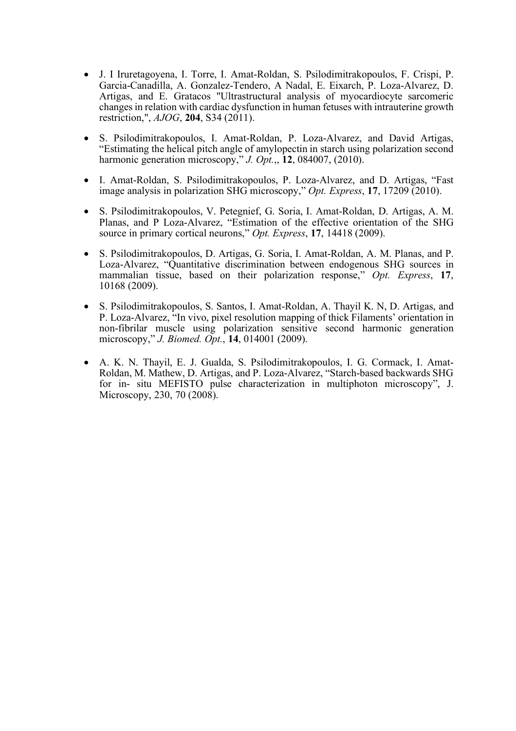- J. I Iruretagoyena, I. Torre, I. Amat-Roldan, S. Psilodimitrakopoulos, F. Crispi, P. Garcia-Canadilla, A. Gonzalez-Tendero, A Nadal, E. Eixarch, P. Loza-Alvarez, D. Artigas, and E. Gratacos "Ultrastructural analysis of myocardiocyte sarcomeric changes in relation with cardiac dysfunction in human fetuses with intrauterine growth restriction,", *AJOG*, **204**, S34 (2011).

- S. Psilodimitrakopoulos, I. Amat-Roldan, P. Loza-Alvarez, and David Artigas, "Estimating the helical pitch angle of amylopectin in starch using polarization second harmonic generation microscopy," *J. Opt.*,, **12**, 084007, (2010).

- I. Amat-Roldan, S. Psilodimitrakopoulos, P. Loza-Alvarez, and D. Artigas, "Fast image analysis in polarization SHG microscopy," *Opt. Express*, **17**, 17209 (2010).

- S. Psilodimitrakopoulos, V. Petegnief, G. Soria, I. Amat-Roldan, D. Artigas, A. M. Planas, and P Loza-Alvarez, "Estimation of the effective orientation of the SHG source in primary cortical neurons," *Opt. Express*, **17**, 14418 (2009).

- S. Psilodimitrakopoulos, D. Artigas, G. Soria, I. Amat-Roldan, A. M. Planas, and P. Loza-Alvarez, "Quantitative discrimination between endogenous SHG sources in mammalian tissue, based on their polarization response," *Opt. Express*, **17**, 10168 (2009).

- S. Psilodimitrakopoulos, S. Santos, I. Amat-Roldan, A. Thayil K. N, D. Artigas, and P. Loza-Alvarez, "In vivo, pixel resolution mapping of thick Filaments' orientation in non-fibrilar muscle using polarization sensitive second harmonic generation microscopy," *J. Biomed. Opt.*, **14**, 014001 (2009).

- A. K. N. Thayil, E. J. Gualda, S. Psilodimitrakopoulos, I. G. Cormack, I. Amat-Roldan, M. Mathew, D. Artigas, and P. Loza-Alvarez, "Starch-based backwards SHG for in- situ MEFISTO pulse characterization in multiphoton microscopy", J. Microscopy, 230, 70 (2008).